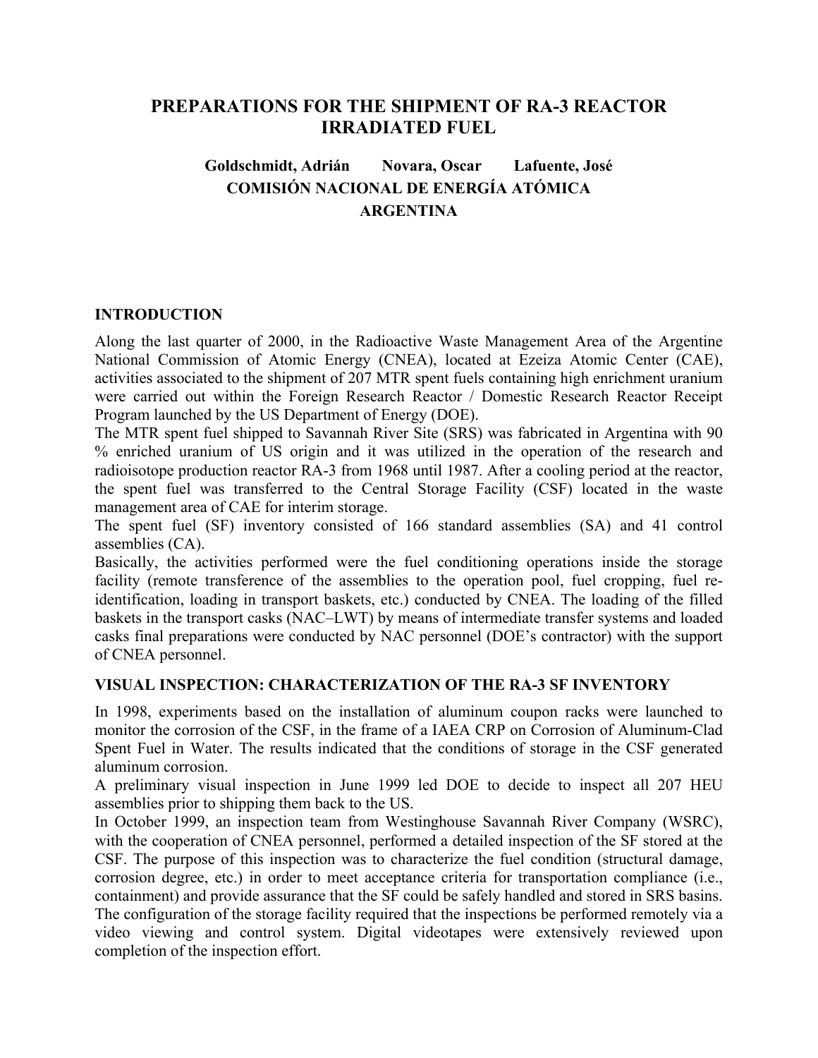# PREPARATIONS FOR THE SHIPMENT OF RA-3 REACTOR IRRADIATED FUEL

**Goldschmidt, Adrián Novara, Oscar Lafuente, José**

**COMISIÓN NACIONAL DE ENERGÍA ATÓMICA**

**ARGENTINA**

## INTRODUCTION

Along the last quarter of 2000, in the Radioactive Waste Management Area of the Argentine National Commission of Atomic Energy (CNEA), located at Ezeiza Atomic Center (CAE), activities associated to the shipment of 207 MTR spent fuels containing high enrichment uranium were carried out within the Foreign Research Reactor / Domestic Research Reactor Receipt Program launched by the US Department of Energy (DOE).

The MTR spent fuel shipped to Savannah River Site (SRS) was fabricated in Argentina with 90 % enriched uranium of US origin and it was utilized in the operation of the research and radioisotope production reactor RA-3 from 1968 until 1987. After a cooling period at the reactor, the spent fuel was transferred to the Central Storage Facility (CSF) located in the waste management area of CAE for interim storage.

The spent fuel (SF) inventory consisted of 166 standard assemblies (SA) and 41 control assemblies (CA).

Basically, the activities performed were the fuel conditioning operations inside the storage facility (remote transference of the assemblies to the operation pool, fuel cropping, fuel re-identification, loading in transport baskets, etc.) conducted by CNEA. The loading of the filled baskets in the transport casks (NAC–LWT) by means of intermediate transfer systems and loaded casks final preparations were conducted by NAC personnel (DOE's contractor) with the support of CNEA personnel.

## VISUAL INSPECTION: CHARACTERIZATION OF THE RA-3 SF INVENTORY

In 1998, experiments based on the installation of aluminum coupon racks were launched to monitor the corrosion of the CSF, in the frame of a IAEA CRP on Corrosion of Aluminum-Clad Spent Fuel in Water. The results indicated that the conditions of storage in the CSF generated aluminum corrosion.

A preliminary visual inspection in June 1999 led DOE to decide to inspect all 207 HEU assemblies prior to shipping them back to the US.

In October 1999, an inspection team from Westinghouse Savannah River Company (WSRC), with the cooperation of CNEA personnel, performed a detailed inspection of the SF stored at the CSF. The purpose of this inspection was to characterize the fuel condition (structural damage, corrosion degree, etc.) in order to meet acceptance criteria for transportation compliance (i.e., containment) and provide assurance that the SF could be safely handled and stored in SRS basins. The configuration of the storage facility required that the inspections be performed remotely via a video viewing and control system. Digital videotapes were extensively reviewed upon completion of the inspection effort.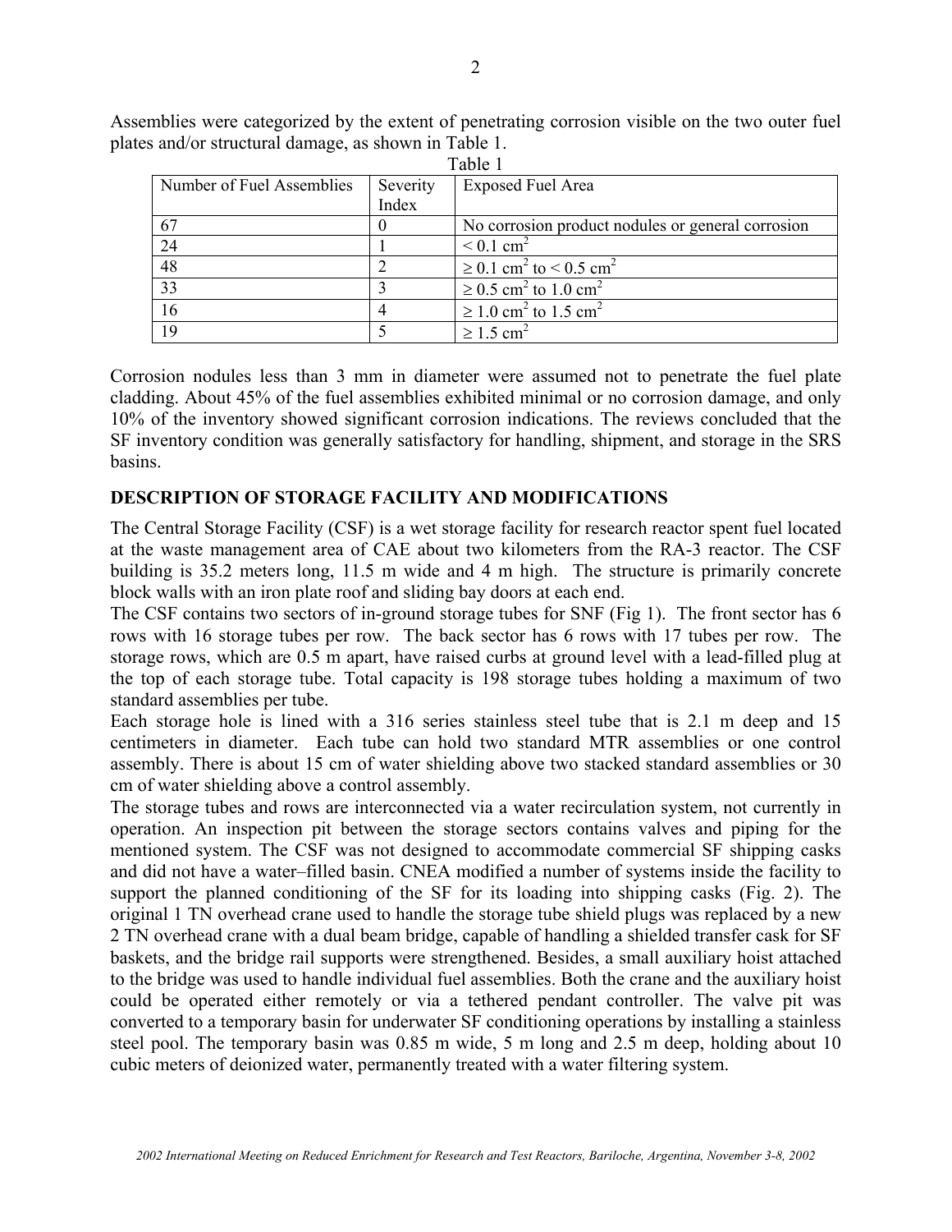Assemblies were categorized by the extent of penetrating corrosion visible on the two outer fuel plates and/or structural damage, as shown in Table 1.

Table 1

| Number of Fuel Assemblies | Severity Index | Exposed Fuel Area |
|---|---|---|
| 67 | 0 | No corrosion product nodules or general corrosion |
| 24 | 1 | $< 0.1$ cm$^2$ |
| 48 | 2 | $\geq 0.1$ cm$^2$ to $< 0.5$ cm$^2$ |
| 33 | 3 | $\geq 0.5$ cm$^2$ to 1.0 cm$^2$ |
| 16 | 4 | $\geq 1.0$ cm$^2$ to 1.5 cm$^2$ |
| 19 | 5 | $\geq 1.5$ cm$^2$ |

Corrosion nodules less than 3 mm in diameter were assumed not to penetrate the fuel plate cladding. About 45% of the fuel assemblies exhibited minimal or no corrosion damage, and only 10% of the inventory showed significant corrosion indications. The reviews concluded that the SF inventory condition was generally satisfactory for handling, shipment, and storage in the SRS basins.

## DESCRIPTION OF STORAGE FACILITY AND MODIFICATIONS

The Central Storage Facility (CSF) is a wet storage facility for research reactor spent fuel located at the waste management area of CAE about two kilometers from the RA-3 reactor. The CSF building is 35.2 meters long, 11.5 m wide and 4 m high. The structure is primarily concrete block walls with an iron plate roof and sliding bay doors at each end.

The CSF contains two sectors of in-ground storage tubes for SNF (Fig 1). The front sector has 6 rows with 16 storage tubes per row. The back sector has 6 rows with 17 tubes per row. The storage rows, which are 0.5 m apart, have raised curbs at ground level with a lead-filled plug at the top of each storage tube. Total capacity is 198 storage tubes holding a maximum of two standard assemblies per tube.

Each storage hole is lined with a 316 series stainless steel tube that is 2.1 m deep and 15 centimeters in diameter. Each tube can hold two standard MTR assemblies or one control assembly. There is about 15 cm of water shielding above two stacked standard assemblies or 30 cm of water shielding above a control assembly.

The storage tubes and rows are interconnected via a water recirculation system, not currently in operation. An inspection pit between the storage sectors contains valves and piping for the mentioned system. The CSF was not designed to accommodate commercial SF shipping casks and did not have a water–filled basin. CNEA modified a number of systems inside the facility to support the planned conditioning of the SF for its loading into shipping casks (Fig. 2). The original 1 TN overhead crane used to handle the storage tube shield plugs was replaced by a new 2 TN overhead crane with a dual beam bridge, capable of handling a shielded transfer cask for SF baskets, and the bridge rail supports were strengthened. Besides, a small auxiliary hoist attached to the bridge was used to handle individual fuel assemblies. Both the crane and the auxiliary hoist could be operated either remotely or via a tethered pendant controller. The valve pit was converted to a temporary basin for underwater SF conditioning operations by installing a stainless steel pool. The temporary basin was 0.85 m wide, 5 m long and 2.5 m deep, holding about 10 cubic meters of deionized water, permanently treated with a water filtering system.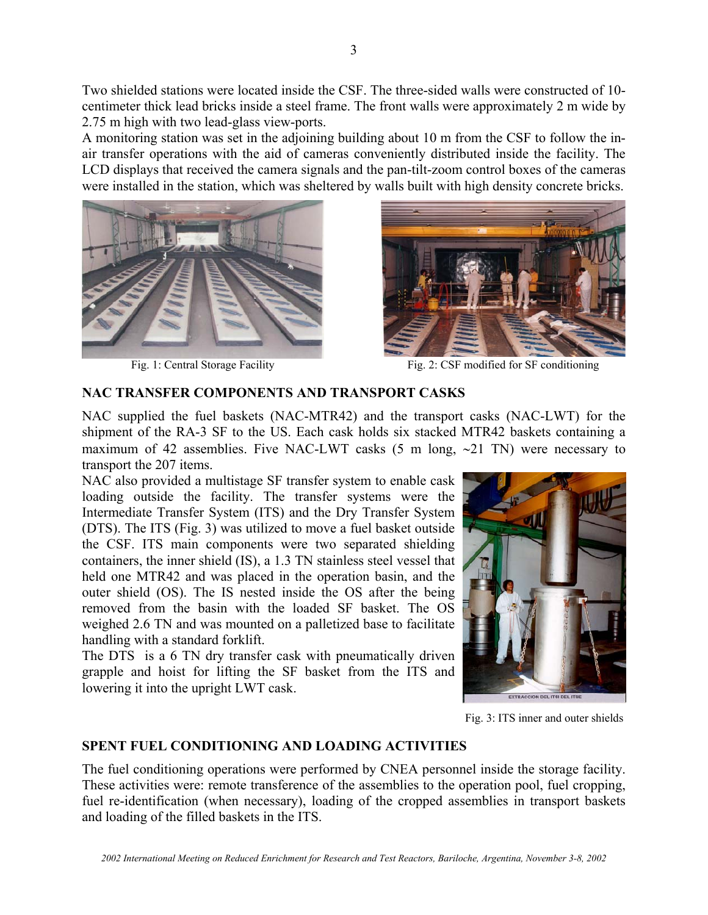Two shielded stations were located inside the CSF. The three-sided walls were constructed of 10-centimeter thick lead bricks inside a steel frame. The front walls were approximately 2 m wide by 2.75 m high with two lead-glass view-ports.

A monitoring station was set in the adjoining building about 10 m from the CSF to follow the in-air transfer operations with the aid of cameras conveniently distributed inside the facility. The LCD displays that received the camera signals and the pan-tilt-zoom control boxes of the cameras were installed in the station, which was sheltered by walls built with high density concrete bricks.

Fig. 1: Central Storage Facility

Fig. 2: CSF modified for SF conditioning

## NAC TRANSFER COMPONENTS AND TRANSPORT CASKS

NAC supplied the fuel baskets (NAC-MTR42) and the transport casks (NAC-LWT) for the shipment of the RA-3 SF to the US. Each cask holds six stacked MTR42 baskets containing a maximum of 42 assemblies. Five NAC-LWT casks (5 m long, ~21 TN) were necessary to transport the 207 items.

NAC also provided a multistage SF transfer system to enable cask loading outside the facility. The transfer systems were the Intermediate Transfer System (ITS) and the Dry Transfer System (DTS). The ITS (Fig. 3) was utilized to move a fuel basket outside the CSF. ITS main components were two separated shielding containers, the inner shield (IS), a 1.3 TN stainless steel vessel that held one MTR42 and was placed in the operation basin, and the outer shield (OS). The IS nested inside the OS after the being removed from the basin with the loaded SF basket. The OS weighed 2.6 TN and was mounted on a palletized base to facilitate handling with a standard forklift.

The DTS is a 6 TN dry transfer cask with pneumatically driven grapple and hoist for lifting the SF basket from the ITS and lowering it into the upright LWT cask.

Fig. 3: ITS inner and outer shields

## SPENT FUEL CONDITIONING AND LOADING ACTIVITIES

The fuel conditioning operations were performed by CNEA personnel inside the storage facility. These activities were: remote transference of the assemblies to the operation pool, fuel cropping, fuel re-identification (when necessary), loading of the cropped assemblies in transport baskets and loading of the filled baskets in the ITS.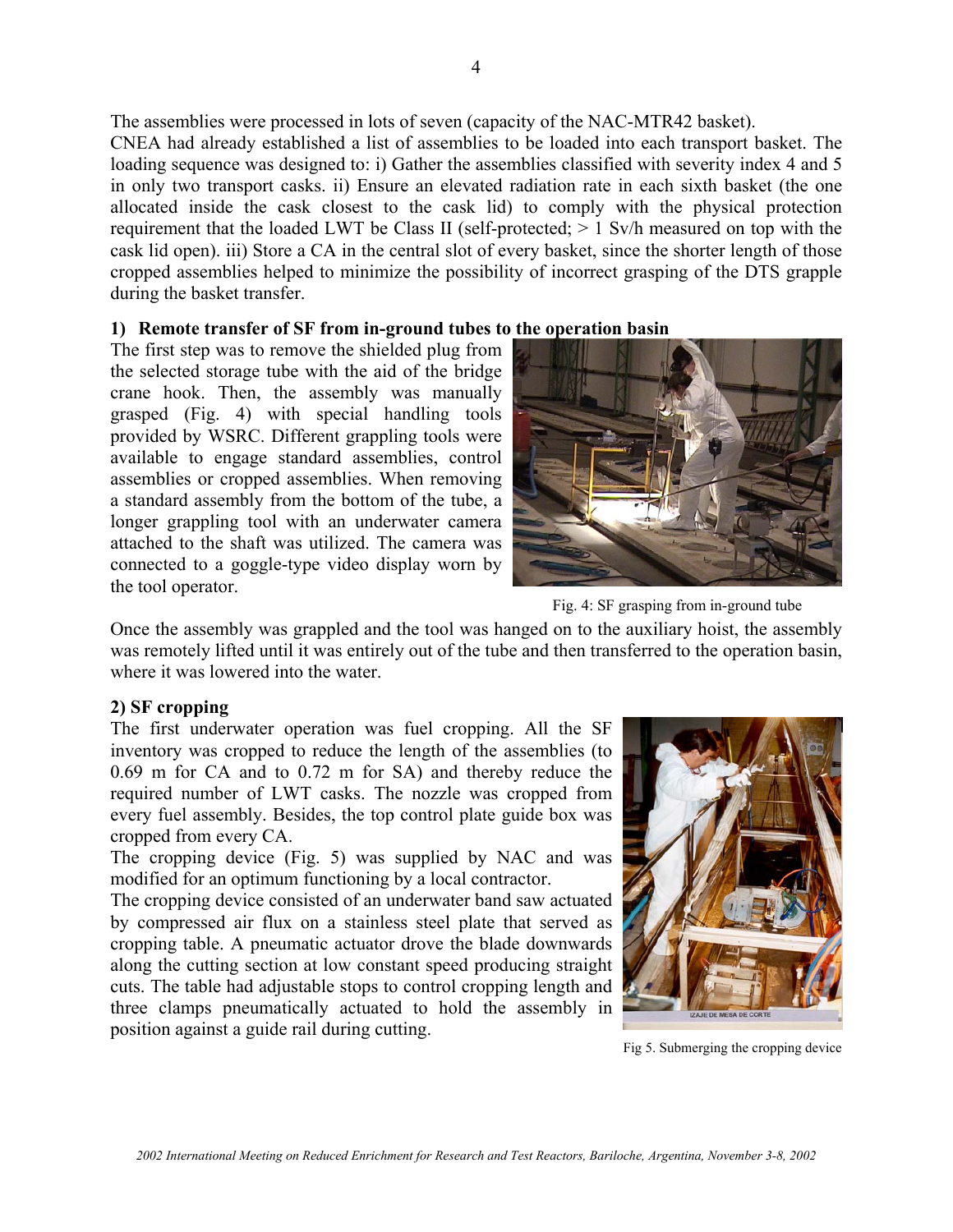The assemblies were processed in lots of seven (capacity of the NAC-MTR42 basket).

CNEA had already established a list of assemblies to be loaded into each transport basket. The loading sequence was designed to: i) Gather the assemblies classified with severity index 4 and 5 in only two transport casks. ii) Ensure an elevated radiation rate in each sixth basket (the one allocated inside the cask closest to the cask lid) to comply with the physical protection requirement that the loaded LWT be Class II (self-protected; > 1 Sv/h measured on top with the cask lid open). iii) Store a CA in the central slot of every basket, since the shorter length of those cropped assemblies helped to minimize the possibility of incorrect grasping of the DTS grapple during the basket transfer.

**1) Remote transfer of SF from in-ground tubes to the operation basin**

The first step was to remove the shielded plug from the selected storage tube with the aid of the bridge crane hook. Then, the assembly was manually grasped (Fig. 4) with special handling tools provided by WSRC. Different grappling tools were available to engage standard assemblies, control assemblies or cropped assemblies. When removing a standard assembly from the bottom of the tube, a longer grappling tool with an underwater camera attached to the shaft was utilized. The camera was connected to a goggle-type video display worn by the tool operator.

Fig. 4: SF grasping from in-ground tube

Once the assembly was grappled and the tool was hanged on to the auxiliary hoist, the assembly was remotely lifted until it was entirely out of the tube and then transferred to the operation basin, where it was lowered into the water.

**2) SF cropping**

The first underwater operation was fuel cropping. All the SF inventory was cropped to reduce the length of the assemblies (to 0.69 m for CA and to 0.72 m for SA) and thereby reduce the required number of LWT casks. The nozzle was cropped from every fuel assembly. Besides, the top control plate guide box was cropped from every CA.

The cropping device (Fig. 5) was supplied by NAC and was modified for an optimum functioning by a local contractor.

The cropping device consisted of an underwater band saw actuated by compressed air flux on a stainless steel plate that served as cropping table. A pneumatic actuator drove the blade downwards along the cutting section at low constant speed producing straight cuts. The table had adjustable stops to control cropping length and three clamps pneumatically actuated to hold the assembly in position against a guide rail during cutting.

Fig 5. Submerging the cropping device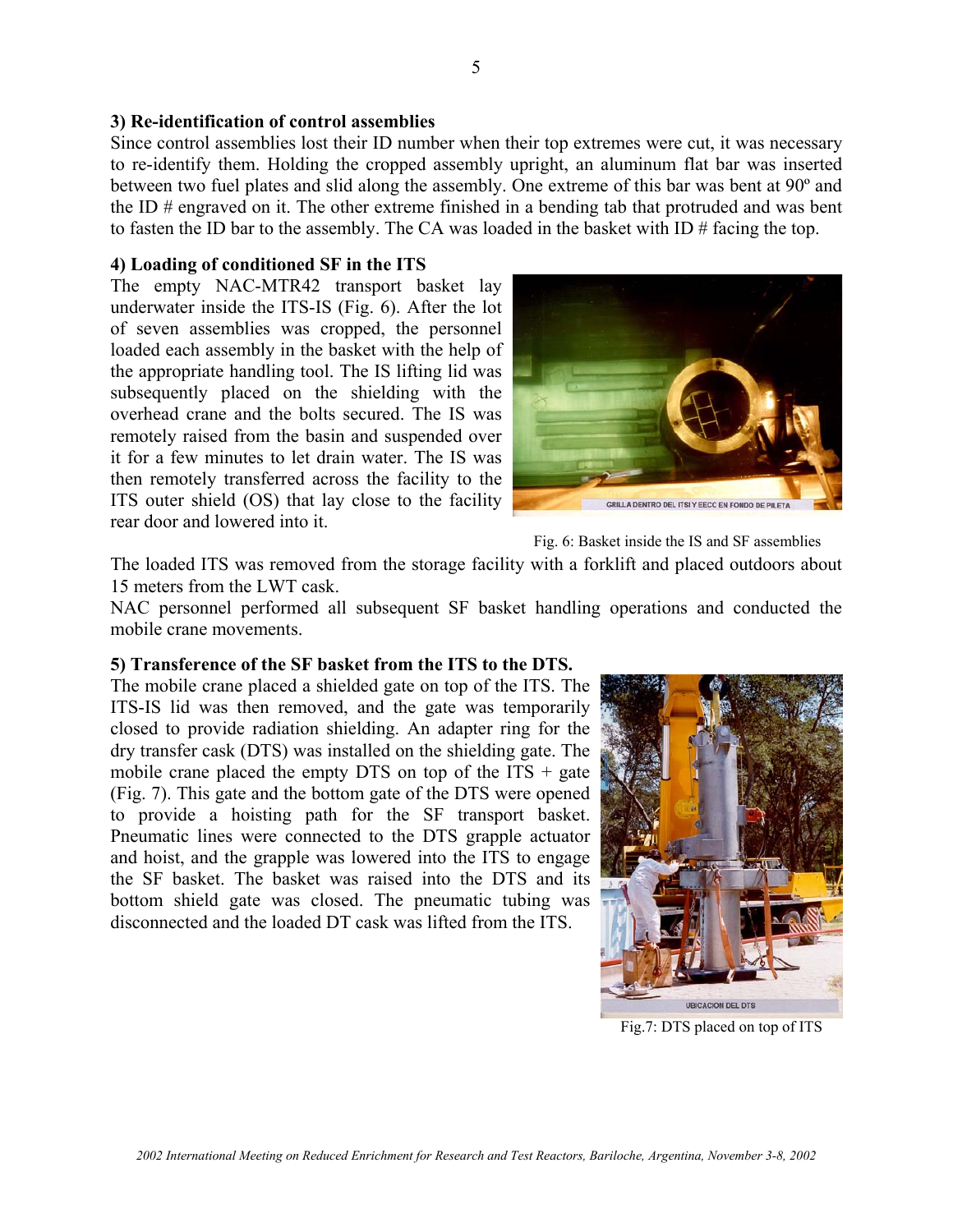**3) Re-identification of control assemblies**

Since control assemblies lost their ID number when their top extremes were cut, it was necessary to re-identify them. Holding the cropped assembly upright, an aluminum flat bar was inserted between two fuel plates and slid along the assembly. One extreme of this bar was bent at 90º and the ID # engraved on it. The other extreme finished in a bending tab that protruded and was bent to fasten the ID bar to the assembly. The CA was loaded in the basket with ID # facing the top.

**4) Loading of conditioned SF in the ITS**

The empty NAC-MTR42 transport basket lay underwater inside the ITS-IS (Fig. 6). After the lot of seven assemblies was cropped, the personnel loaded each assembly in the basket with the help of the appropriate handling tool. The IS lifting lid was subsequently placed on the shielding with the overhead crane and the bolts secured. The IS was remotely raised from the basin and suspended over it for a few minutes to let drain water. The IS was then remotely transferred across the facility to the ITS outer shield (OS) that lay close to the facility rear door and lowered into it.

Fig. 6: Basket inside the IS and SF assemblies

The loaded ITS was removed from the storage facility with a forklift and placed outdoors about 15 meters from the LWT cask.

NAC personnel performed all subsequent SF basket handling operations and conducted the mobile crane movements.

**5) Transference of the SF basket from the ITS to the DTS.**

The mobile crane placed a shielded gate on top of the ITS. The ITS-IS lid was then removed, and the gate was temporarily closed to provide radiation shielding. An adapter ring for the dry transfer cask (DTS) was installed on the shielding gate. The mobile crane placed the empty DTS on top of the ITS + gate (Fig. 7). This gate and the bottom gate of the DTS were opened to provide a hoisting path for the SF transport basket. Pneumatic lines were connected to the DTS grapple actuator and hoist, and the grapple was lowered into the ITS to engage the SF basket. The basket was raised into the DTS and its bottom shield gate was closed. The pneumatic tubing was disconnected and the loaded DT cask was lifted from the ITS.

Fig.7: DTS placed on top of ITS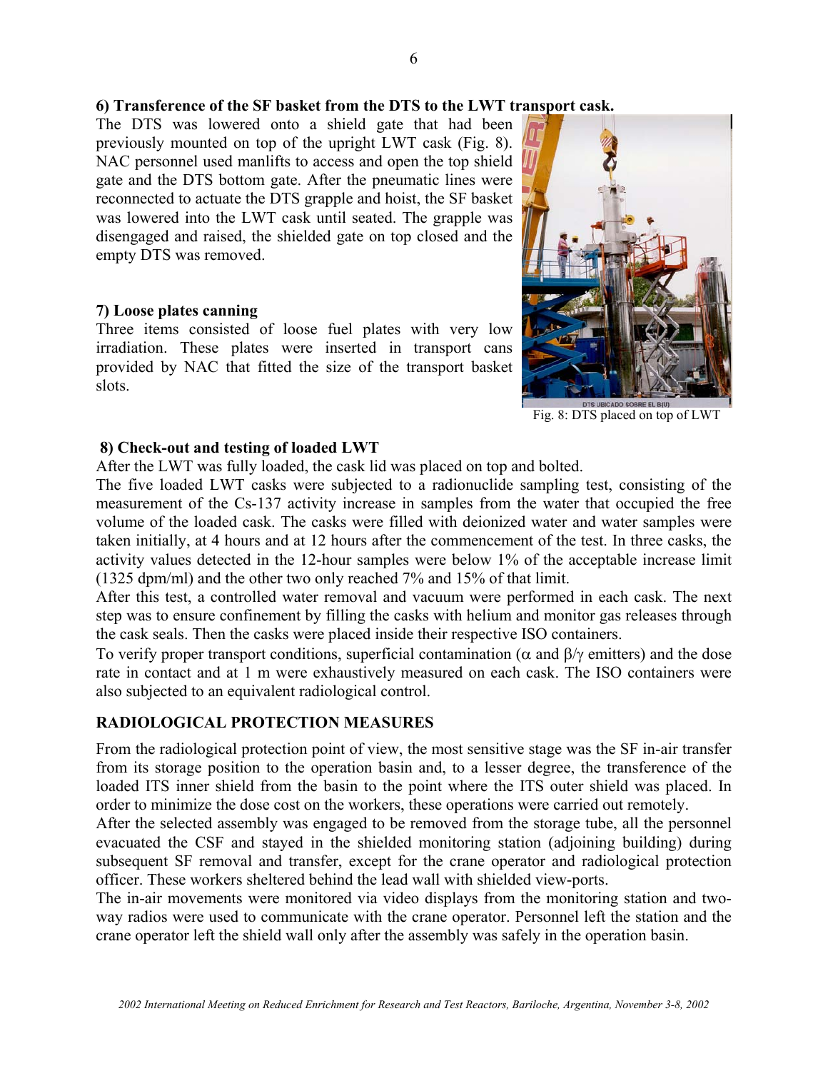**6) Transference of the SF basket from the DTS to the LWT transport cask.**

The DTS was lowered onto a shield gate that had been previously mounted on top of the upright LWT cask (Fig. 8). NAC personnel used manlifts to access and open the top shield gate and the DTS bottom gate. After the pneumatic lines were reconnected to actuate the DTS grapple and hoist, the SF basket was lowered into the LWT cask until seated. The grapple was disengaged and raised, the shielded gate on top closed and the empty DTS was removed.

**7) Loose plates canning**

Three items consisted of loose fuel plates with very low irradiation. These plates were inserted in transport cans provided by NAC that fitted the size of the transport basket slots.

Fig. 8: DTS placed on top of LWT

**8) Check-out and testing of loaded LWT**

After the LWT was fully loaded, the cask lid was placed on top and bolted.

The five loaded LWT casks were subjected to a radionuclide sampling test, consisting of the measurement of the Cs-137 activity increase in samples from the water that occupied the free volume of the loaded cask. The casks were filled with deionized water and water samples were taken initially, at 4 hours and at 12 hours after the commencement of the test. In three casks, the activity values detected in the 12-hour samples were below 1% of the acceptable increase limit (1325 dpm/ml) and the other two only reached 7% and 15% of that limit.

After this test, a controlled water removal and vacuum were performed in each cask. The next step was to ensure confinement by filling the casks with helium and monitor gas releases through the cask seals. Then the casks were placed inside their respective ISO containers.

To verify proper transport conditions, superficial contamination ($\alpha$ and $\beta/\gamma$ emitters) and the dose rate in contact and at 1 m were exhaustively measured on each cask. The ISO containers were also subjected to an equivalent radiological control.

## RADIOLOGICAL PROTECTION MEASURES

From the radiological protection point of view, the most sensitive stage was the SF in-air transfer from its storage position to the operation basin and, to a lesser degree, the transference of the loaded ITS inner shield from the basin to the point where the ITS outer shield was placed. In order to minimize the dose cost on the workers, these operations were carried out remotely.

After the selected assembly was engaged to be removed from the storage tube, all the personnel evacuated the CSF and stayed in the shielded monitoring station (adjoining building) during subsequent SF removal and transfer, except for the crane operator and radiological protection officer. These workers sheltered behind the lead wall with shielded view-ports.

The in-air movements were monitored via video displays from the monitoring station and two-way radios were used to communicate with the crane operator. Personnel left the station and the crane operator left the shield wall only after the assembly was safely in the operation basin.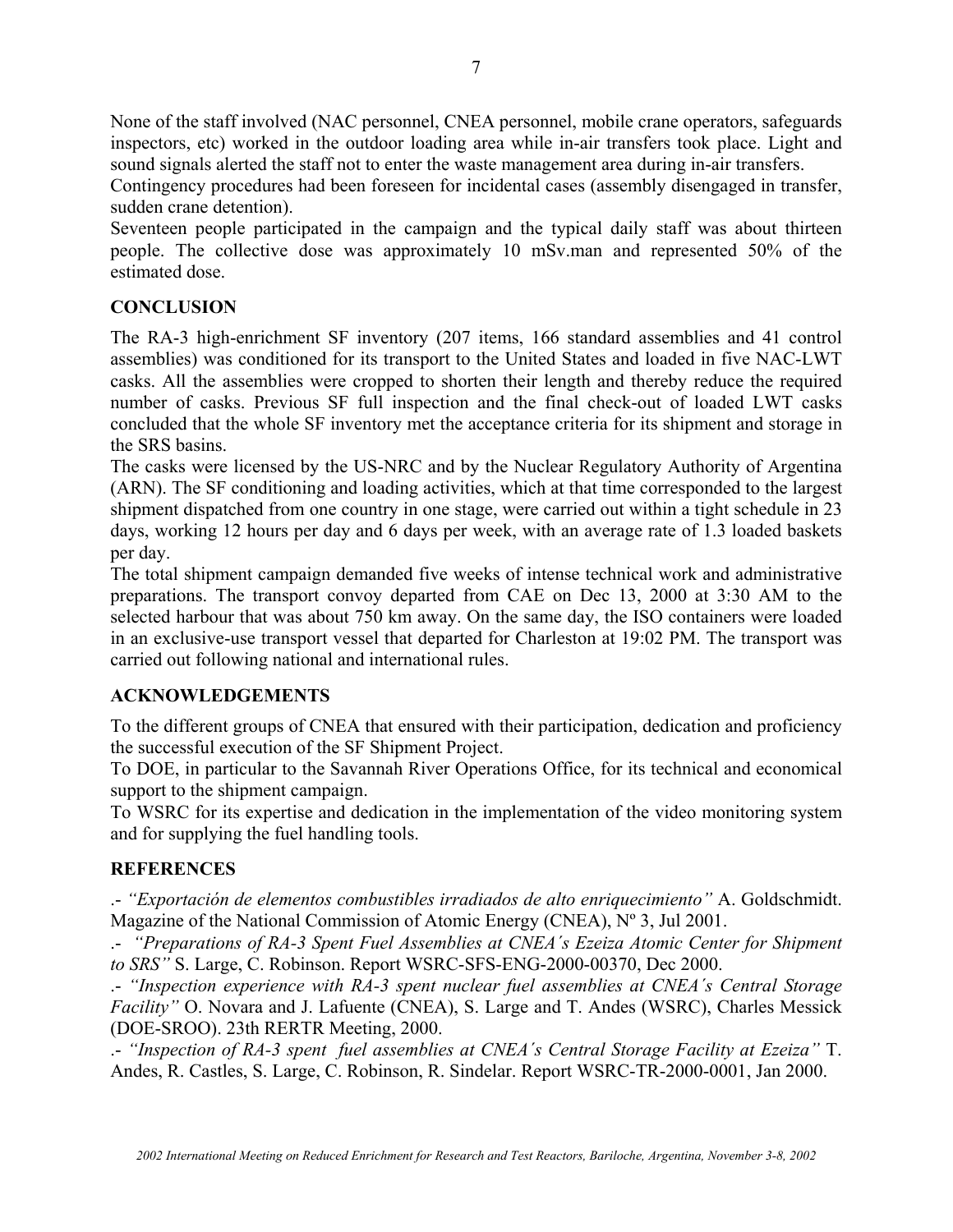None of the staff involved (NAC personnel, CNEA personnel, mobile crane operators, safeguards inspectors, etc) worked in the outdoor loading area while in-air transfers took place. Light and sound signals alerted the staff not to enter the waste management area during in-air transfers.

Contingency procedures had been foreseen for incidental cases (assembly disengaged in transfer, sudden crane detention).

Seventeen people participated in the campaign and the typical daily staff was about thirteen people. The collective dose was approximately 10 mSv.man and represented 50% of the estimated dose.

## CONCLUSION

The RA-3 high-enrichment SF inventory (207 items, 166 standard assemblies and 41 control assemblies) was conditioned for its transport to the United States and loaded in five NAC-LWT casks. All the assemblies were cropped to shorten their length and thereby reduce the required number of casks. Previous SF full inspection and the final check-out of loaded LWT casks concluded that the whole SF inventory met the acceptance criteria for its shipment and storage in the SRS basins.

The casks were licensed by the US-NRC and by the Nuclear Regulatory Authority of Argentina (ARN). The SF conditioning and loading activities, which at that time corresponded to the largest shipment dispatched from one country in one stage, were carried out within a tight schedule in 23 days, working 12 hours per day and 6 days per week, with an average rate of 1.3 loaded baskets per day.

The total shipment campaign demanded five weeks of intense technical work and administrative preparations. The transport convoy departed from CAE on Dec 13, 2000 at 3:30 AM to the selected harbour that was about 750 km away. On the same day, the ISO containers were loaded in an exclusive-use transport vessel that departed for Charleston at 19:02 PM. The transport was carried out following national and international rules.

## ACKNOWLEDGEMENTS

To the different groups of CNEA that ensured with their participation, dedication and proficiency the successful execution of the SF Shipment Project.

To DOE, in particular to the Savannah River Operations Office, for its technical and economical support to the shipment campaign.

To WSRC for its expertise and dedication in the implementation of the video monitoring system and for supplying the fuel handling tools.

## REFERENCES

.- *"Exportación de elementos combustibles irradiados de alto enriquecimiento"* A. Goldschmidt. Magazine of the National Commission of Atomic Energy (CNEA), Nº 3, Jul 2001.

.- *"Preparations of RA-3 Spent Fuel Assemblies at CNEA´s Ezeiza Atomic Center for Shipment to SRS"* S. Large, C. Robinson. Report WSRC-SFS-ENG-2000-00370, Dec 2000.

.- *"Inspection experience with RA-3 spent nuclear fuel assemblies at CNEA´s Central Storage Facility"* O. Novara and J. Lafuente (CNEA), S. Large and T. Andes (WSRC), Charles Messick (DOE-SROO). 23th RERTR Meeting, 2000.

.- *"Inspection of RA-3 spent fuel assemblies at CNEA´s Central Storage Facility at Ezeiza"* T. Andes, R. Castles, S. Large, C. Robinson, R. Sindelar. Report WSRC-TR-2000-0001, Jan 2000.